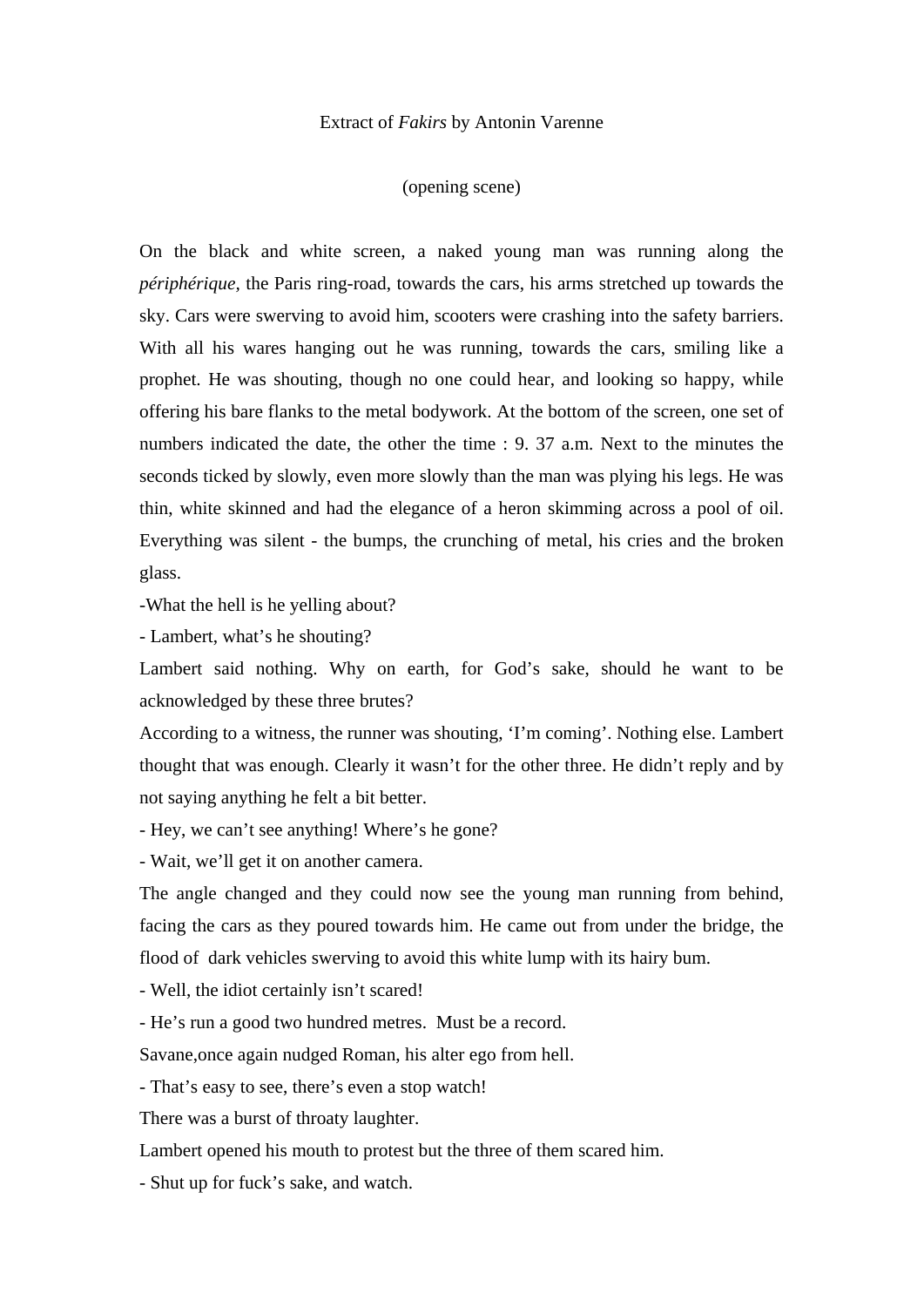Extract of *Fakirs* by Antonin Varenne

(opening scene)

On the black and white screen, a naked young man was running along the *périphérique,* the Paris ring-road, towards the cars, his arms stretched up towards the sky. Cars were swerving to avoid him, scooters were crashing into the safety barriers. With all his wares hanging out he was running, towards the cars, smiling like a prophet. He was shouting, though no one could hear, and looking so happy, while offering his bare flanks to the metal bodywork. At the bottom of the screen, one set of numbers indicated the date, the other the time : 9. 37 a.m. Next to the minutes the seconds ticked by slowly, even more slowly than the man was plying his legs. He was thin, white skinned and had the elegance of a heron skimming across a pool of oil. Everything was silent - the bumps, the crunching of metal, his cries and the broken glass.

-What the hell is he yelling about?

- Lambert, what's he shouting?

Lambert said nothing. Why on earth, for God's sake, should he want to be acknowledged by these three brutes?

According to a witness, the runner was shouting, 'I'm coming'. Nothing else. Lambert thought that was enough. Clearly it wasn't for the other three. He didn't reply and by not saying anything he felt a bit better.

- Hey, we can't see anything! Where's he gone?

- Wait, we'll get it on another camera.

The angle changed and they could now see the young man running from behind, facing the cars as they poured towards him. He came out from under the bridge, the flood of dark vehicles swerving to avoid this white lump with its hairy bum.

- Well, the idiot certainly isn't scared!

- He's run a good two hundred metres. Must be a record.

Savane,once again nudged Roman, his alter ego from hell.

- That's easy to see, there's even a stop watch!

There was a burst of throaty laughter.

Lambert opened his mouth to protest but the three of them scared him.

- Shut up for fuck's sake, and watch.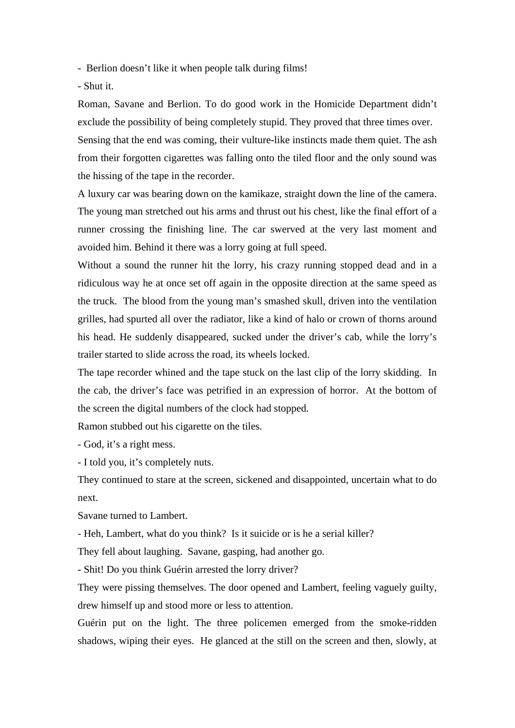-  Berlion doesn't like it when people talk during films!

- Shut it.

Roman, Savane and Berlion. To do good work in the Homicide Department didn't exclude the possibility of being completely stupid. They proved that three times over.

Sensing that the end was coming, their vulture-like instincts made them quiet. The ash from their forgotten cigarettes was falling onto the tiled floor and the only sound was the hissing of the tape in the recorder.

A luxury car was bearing down on the kamikaze, straight down the line of the camera. The young man stretched out his arms and thrust out his chest, like the final effort of a runner crossing the finishing line. The car swerved at the very last moment and avoided him. Behind it there was a lorry going at full speed.

Without a sound the runner hit the lorry, his crazy running stopped dead and in a ridiculous way he at once set off again in the opposite direction at the same speed as the truck.  The blood from the young man's smashed skull, driven into the ventilation grilles, had spurted all over the radiator, like a kind of halo or crown of thorns around his head. He suddenly disappeared, sucked under the driver's cab, while the lorry's trailer started to slide across the road, its wheels locked.

The tape recorder whined and the tape stuck on the last clip of the lorry skidding.  In the cab, the driver's face was petrified in an expression of horror.  At the bottom of the screen the digital numbers of the clock had stopped.

Ramon stubbed out his cigarette on the tiles.

- God, it's a right mess.

- I told you, it's completely nuts.

They continued to stare at the screen, sickened and disappointed, uncertain what to do next.

Savane turned to Lambert.

- Heh, Lambert, what do you think?  Is it suicide or is he a serial killer?

They fell about laughing.  Savane, gasping, had another go.

- Shit! Do you think Guérin arrested the lorry driver?

They were pissing themselves. The door opened and Lambert, feeling vaguely guilty, drew himself up and stood more or less to attention.

Guérin put on the light. The three policemen emerged from the smoke-ridden shadows, wiping their eyes.  He glanced at the still on the screen and then, slowly, at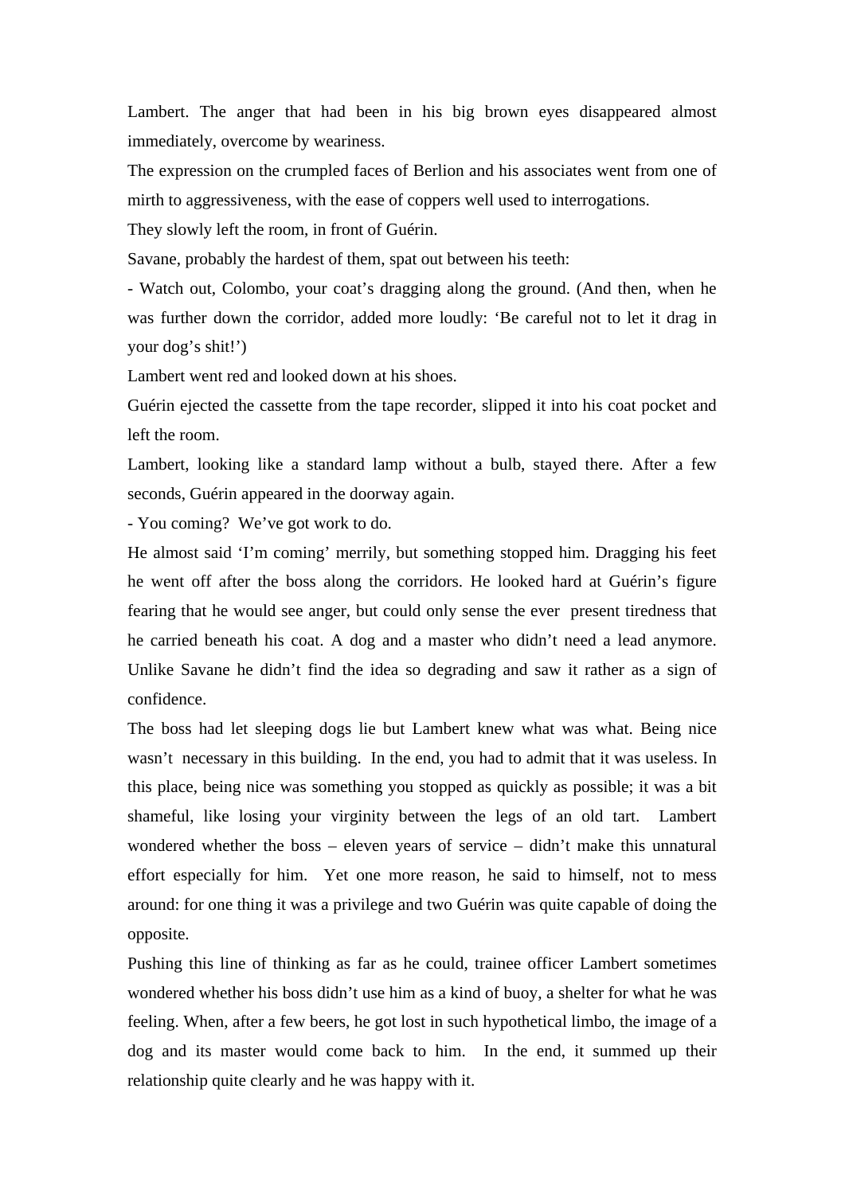Lambert. The anger that had been in his big brown eyes disappeared almost immediately, overcome by weariness.

The expression on the crumpled faces of Berlion and his associates went from one of mirth to aggressiveness, with the ease of coppers well used to interrogations.

They slowly left the room, in front of Guérin.

Savane, probably the hardest of them, spat out between his teeth:

- Watch out, Colombo, your coat's dragging along the ground. (And then, when he was further down the corridor, added more loudly: 'Be careful not to let it drag in your dog's shit!')

Lambert went red and looked down at his shoes.

Guérin ejected the cassette from the tape recorder, slipped it into his coat pocket and left the room.

Lambert, looking like a standard lamp without a bulb, stayed there. After a few seconds, Guérin appeared in the doorway again.

- You coming? We've got work to do.

He almost said 'I'm coming' merrily, but something stopped him. Dragging his feet he went off after the boss along the corridors. He looked hard at Guérin's figure fearing that he would see anger, but could only sense the ever present tiredness that he carried beneath his coat. A dog and a master who didn't need a lead anymore. Unlike Savane he didn't find the idea so degrading and saw it rather as a sign of confidence.

The boss had let sleeping dogs lie but Lambert knew what was what. Being nice wasn't necessary in this building. In the end, you had to admit that it was useless. In this place, being nice was something you stopped as quickly as possible; it was a bit shameful, like losing your virginity between the legs of an old tart. Lambert wondered whether the boss – eleven years of service – didn't make this unnatural effort especially for him. Yet one more reason, he said to himself, not to mess around: for one thing it was a privilege and two Guérin was quite capable of doing the opposite.

Pushing this line of thinking as far as he could, trainee officer Lambert sometimes wondered whether his boss didn't use him as a kind of buoy, a shelter for what he was feeling. When, after a few beers, he got lost in such hypothetical limbo, the image of a dog and its master would come back to him. In the end, it summed up their relationship quite clearly and he was happy with it.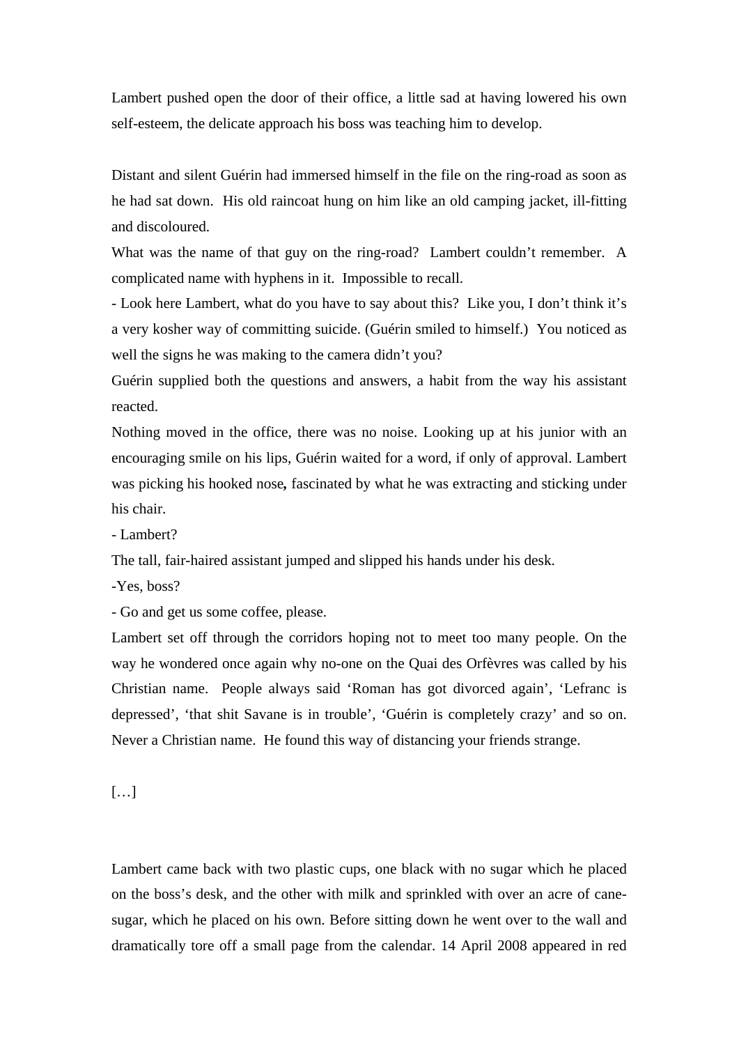Lambert pushed open the door of their office, a little sad at having lowered his own self-esteem, the delicate approach his boss was teaching him to develop.

Distant and silent Guérin had immersed himself in the file on the ring-road as soon as he had sat down. His old raincoat hung on him like an old camping jacket, ill-fitting and discoloured.

What was the name of that guy on the ring-road? Lambert couldn't remember. A complicated name with hyphens in it. Impossible to recall.

- Look here Lambert, what do you have to say about this? Like you, I don't think it's a very kosher way of committing suicide. (Guérin smiled to himself.) You noticed as well the signs he was making to the camera didn't you?

Guérin supplied both the questions and answers, a habit from the way his assistant reacted.

Nothing moved in the office, there was no noise. Looking up at his junior with an encouraging smile on his lips, Guérin waited for a word, if only of approval. Lambert was picking his hooked nose**,** fascinated by what he was extracting and sticking under his chair.

- Lambert?

The tall, fair-haired assistant jumped and slipped his hands under his desk.

-Yes, boss?

- Go and get us some coffee, please.

Lambert set off through the corridors hoping not to meet too many people. On the way he wondered once again why no-one on the Quai des Orfèvres was called by his Christian name. People always said 'Roman has got divorced again', 'Lefranc is depressed', 'that shit Savane is in trouble', 'Guérin is completely crazy' and so on. Never a Christian name. He found this way of distancing your friends strange.

[…]

Lambert came back with two plastic cups, one black with no sugar which he placed on the boss's desk, and the other with milk and sprinkled with over an acre of cane-sugar, which he placed on his own. Before sitting down he went over to the wall and dramatically tore off a small page from the calendar. 14 April 2008 appeared in red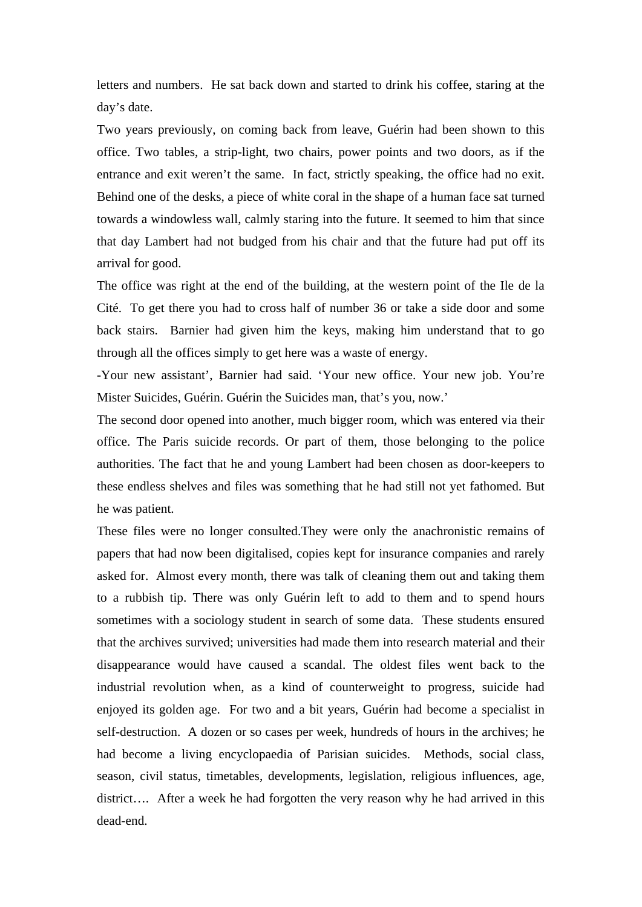letters and numbers.  He sat back down and started to drink his coffee, staring at the day's date.

Two years previously, on coming back from leave, Guérin had been shown to this office. Two tables, a strip-light, two chairs, power points and two doors, as if the entrance and exit weren't the same.  In fact, strictly speaking, the office had no exit. Behind one of the desks, a piece of white coral in the shape of a human face sat turned towards a windowless wall, calmly staring into the future. It seemed to him that since that day Lambert had not budged from his chair and that the future had put off its arrival for good.

The office was right at the end of the building, at the western point of the Ile de la Cité.  To get there you had to cross half of number 36 or take a side door and some back stairs.  Barnier had given him the keys, making him understand that to go through all the offices simply to get here was a waste of energy.

-Your new assistant', Barnier had said. 'Your new office. Your new job. You're Mister Suicides, Guérin. Guérin the Suicides man, that's you, now.'

The second door opened into another, much bigger room, which was entered via their office. The Paris suicide records. Or part of them, those belonging to the police authorities. The fact that he and young Lambert had been chosen as door-keepers to these endless shelves and files was something that he had still not yet fathomed. But he was patient.

These files were no longer consulted.They were only the anachronistic remains of papers that had now been digitalised, copies kept for insurance companies and rarely asked for.  Almost every month, there was talk of cleaning them out and taking them to a rubbish tip. There was only Guérin left to add to them and to spend hours sometimes with a sociology student in search of some data.  These students ensured that the archives survived; universities had made them into research material and their disappearance would have caused a scandal. The oldest files went back to the industrial revolution when, as a kind of counterweight to progress, suicide had enjoyed its golden age.  For two and a bit years, Guérin had become a specialist in self-destruction.  A dozen or so cases per week, hundreds of hours in the archives; he had become a living encyclopaedia of Parisian suicides.  Methods, social class, season, civil status, timetables, developments, legislation, religious influences, age, district….  After a week he had forgotten the very reason why he had arrived in this dead-end.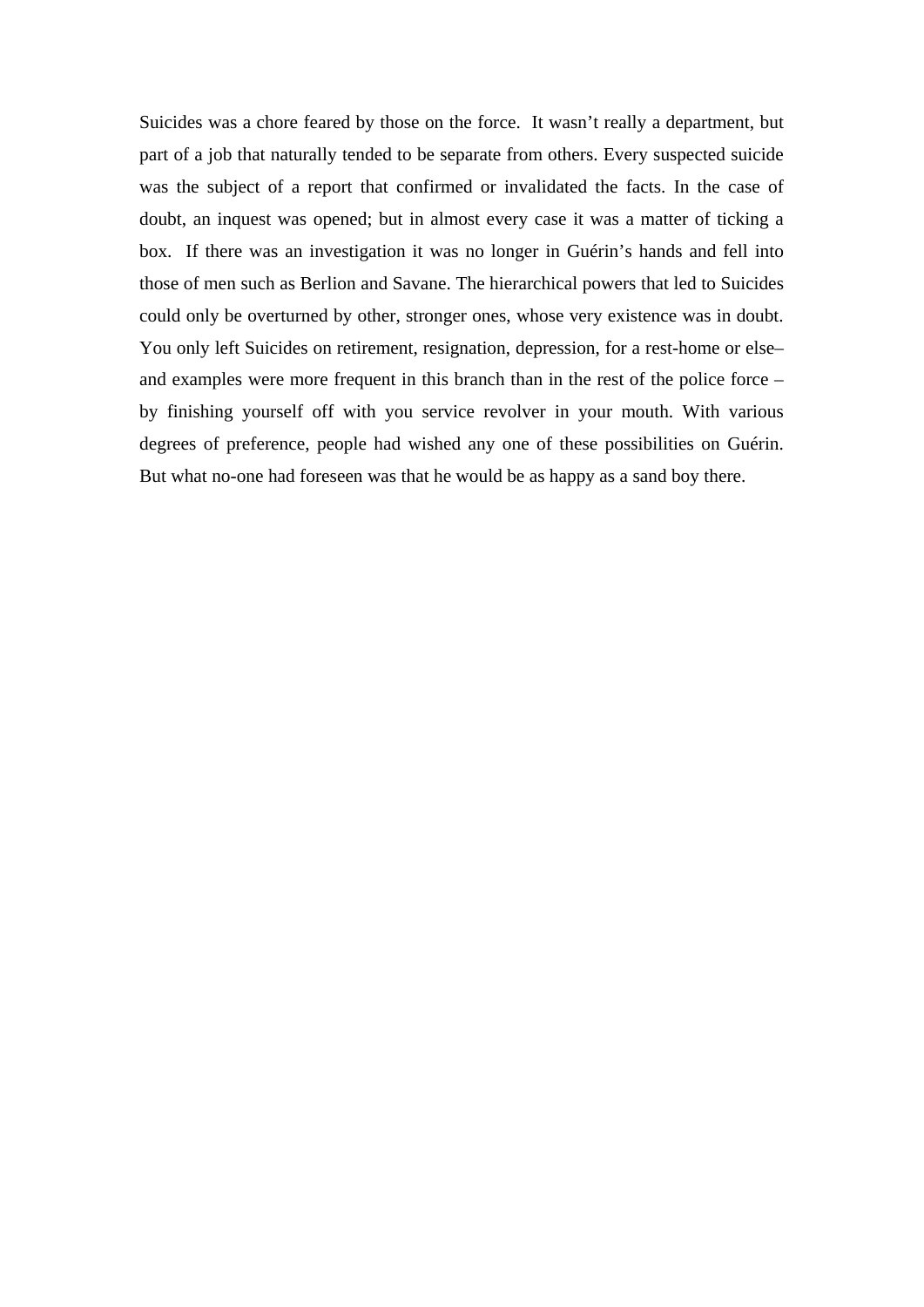Suicides was a chore feared by those on the force.  It wasn't really a department, but part of a job that naturally tended to be separate from others. Every suspected suicide was the subject of a report that confirmed or invalidated the facts. In the case of doubt, an inquest was opened; but in almost every case it was a matter of ticking a box.  If there was an investigation it was no longer in Guérin's hands and fell into those of men such as Berlion and Savane. The hierarchical powers that led to Suicides could only be overturned by other, stronger ones, whose very existence was in doubt. You only left Suicides on retirement, resignation, depression, for a rest-home or else– and examples were more frequent in this branch than in the rest of the police force – by finishing yourself off with you service revolver in your mouth. With various degrees of preference, people had wished any one of these possibilities on Guérin. But what no-one had foreseen was that he would be as happy as a sand boy there.